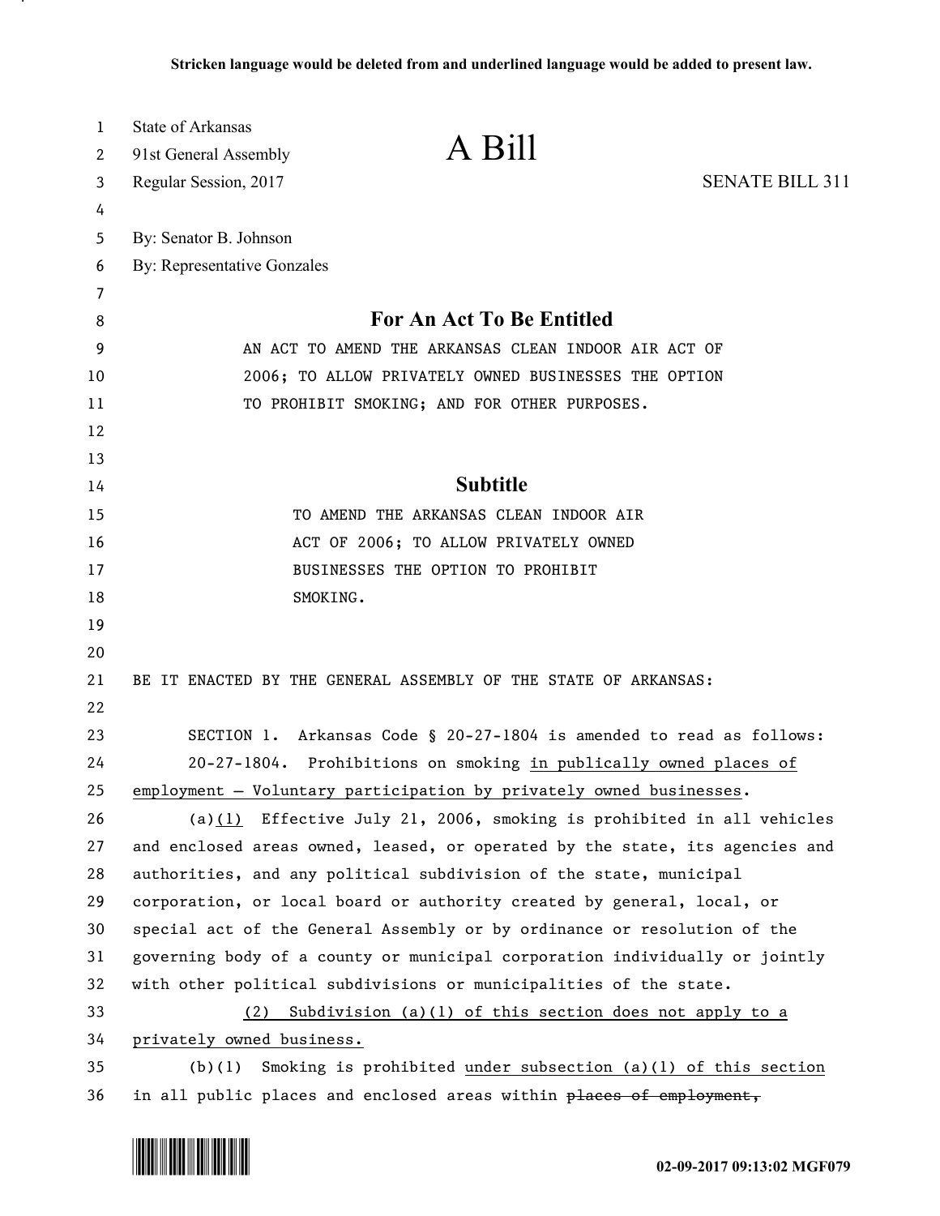Stricken language would be deleted from and underlined language would be added to present law.

State of Arkansas
91st General Assembly
Regular Session, 2017

# A Bill

SENATE BILL 311

By: Senator B. Johnson
By: Representative Gonzales

## For An Act To Be Entitled

AN ACT TO AMEND THE ARKANSAS CLEAN INDOOR AIR ACT OF 2006; TO ALLOW PRIVATELY OWNED BUSINESSES THE OPTION TO PROHIBIT SMOKING; AND FOR OTHER PURPOSES.

## Subtitle

TO AMEND THE ARKANSAS CLEAN INDOOR AIR ACT OF 2006; TO ALLOW PRIVATELY OWNED BUSINESSES THE OPTION TO PROHIBIT SMOKING.

BE IT ENACTED BY THE GENERAL ASSEMBLY OF THE STATE OF ARKANSAS:

SECTION 1. Arkansas Code § 20-27-1804 is amended to read as follows:

20-27-1804. Prohibitions on smoking <u>in publically owned places of employment — Voluntary participation by privately owned businesses</u>.

(a)<u>(1)</u> Effective July 21, 2006, smoking is prohibited in all vehicles and enclosed areas owned, leased, or operated by the state, its agencies and authorities, and any political subdivision of the state, municipal corporation, or local board or authority created by general, local, or special act of the General Assembly or by ordinance or resolution of the governing body of a county or municipal corporation individually or jointly with other political subdivisions or municipalities of the state.

<u>(2) Subdivision (a)(1) of this section does not apply to a privately owned business.</u>

(b)(1) Smoking is prohibited <u>under subsection (a)(1) of this section</u> in all public places and enclosed areas within ~~places of employment,~~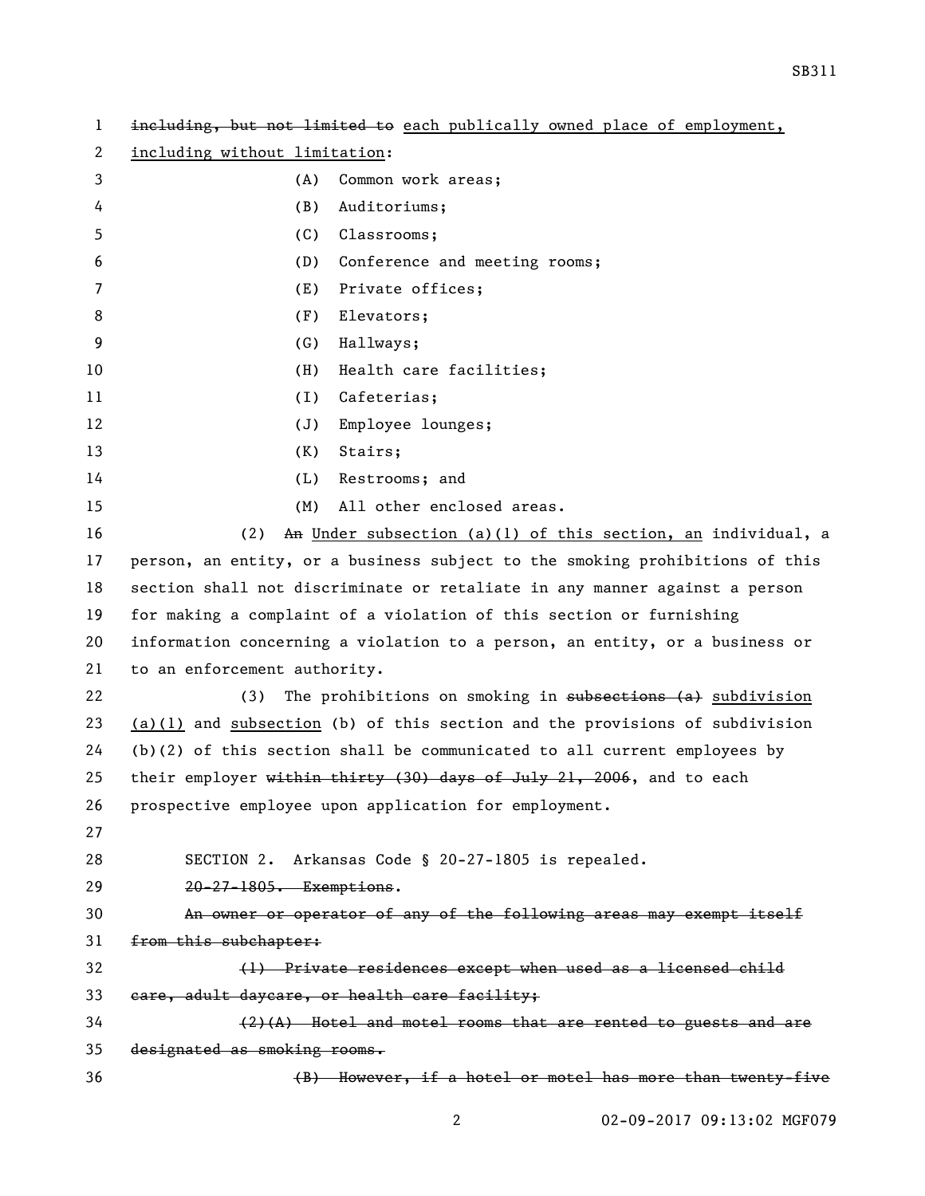~~including, but not limited to~~ <u>each publically owned place of employment, including without limitation</u>:

(A) Common work areas;

(B) Auditoriums;

(C) Classrooms;

(D) Conference and meeting rooms;

(E) Private offices;

(F) Elevators;

(G) Hallways;

(H) Health care facilities;

(I) Cafeterias;

(J) Employee lounges;

(K) Stairs;

(L) Restrooms; and

(M) All other enclosed areas.

(2) ~~An~~ <u>Under subsection (a)(1) of this section, an</u> individual, a person, an entity, or a business subject to the smoking prohibitions of this section shall not discriminate or retaliate in any manner against a person for making a complaint of a violation of this section or furnishing information concerning a violation to a person, an entity, or a business or to an enforcement authority.

(3) The prohibitions on smoking in ~~subsections (a)~~ <u>subdivision (a)(1)</u> and <u>subsection</u> (b) of this section and the provisions of subdivision (b)(2) of this section shall be communicated to all current employees by their employer ~~within thirty (30) days of July 21, 2006~~, and to each prospective employee upon application for employment.

SECTION 2. Arkansas Code § 20-27-1805 is repealed.

~~20-27-1805. Exemptions.~~

~~An owner or operator of any of the following areas may exempt itself from this subchapter:~~

~~(1) Private residences except when used as a licensed child care, adult daycare, or health care facility;~~

~~(2)(A) Hotel and motel rooms that are rented to guests and are designated as smoking rooms.~~

~~(B) However, if a hotel or motel has more than twenty-five~~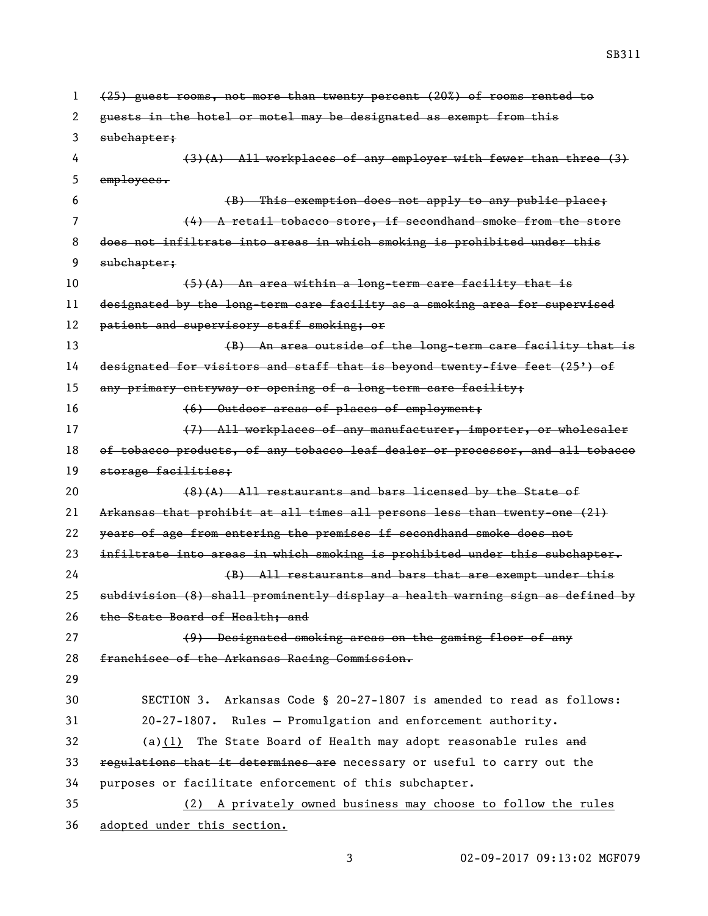~~(25) guest rooms, not more than twenty percent (20%) of rooms rented to guests in the hotel or motel may be designated as exempt from this subchapter;~~

~~(3)(A) All workplaces of any employer with fewer than three (3) employees.~~

~~(B) This exemption does not apply to any public place;~~

~~(4) A retail tobacco store, if secondhand smoke from the store does not infiltrate into areas in which smoking is prohibited under this subchapter;~~

~~(5)(A) An area within a long-term care facility that is designated by the long-term care facility as a smoking area for supervised patient and supervisory staff smoking; or~~

~~(B) An area outside of the long-term care facility that is designated for visitors and staff that is beyond twenty-five feet (25') of any primary entryway or opening of a long-term care facility;~~

~~(6) Outdoor areas of places of employment;~~

~~(7) All workplaces of any manufacturer, importer, or wholesaler of tobacco products, of any tobacco leaf dealer or processor, and all tobacco storage facilities;~~

~~(8)(A) All restaurants and bars licensed by the State of Arkansas that prohibit at all times all persons less than twenty-one (21) years of age from entering the premises if secondhand smoke does not infiltrate into areas in which smoking is prohibited under this subchapter.~~

~~(B) All restaurants and bars that are exempt under this subdivision (8) shall prominently display a health warning sign as defined by the State Board of Health; and~~

~~(9) Designated smoking areas on the gaming floor of any franchisee of the Arkansas Racing Commission.~~

SECTION 3. Arkansas Code § 20-27-1807 is amended to read as follows:

20-27-1807. Rules — Promulgation and enforcement authority.

(a)<u>(1)</u> The State Board of Health may adopt reasonable rules ~~and regulations that it determines are~~ necessary or useful to carry out the purposes or facilitate enforcement of this subchapter.

<u>(2) A privately owned business may choose to follow the rules adopted under this section.</u>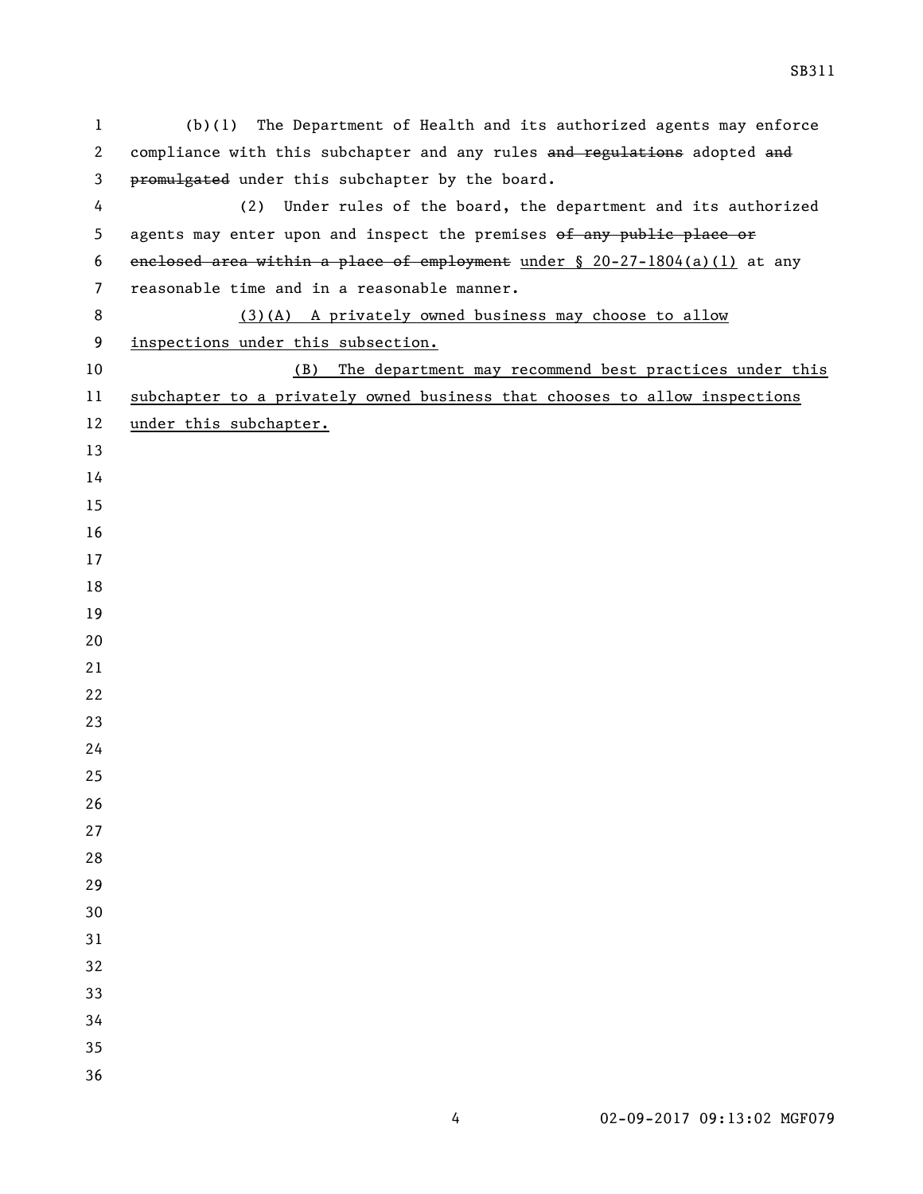(b)(1) The Department of Health and its authorized agents may enforce compliance with this subchapter and any rules ~~and regulations~~ adopted ~~and promulgated~~ under this subchapter by the board.

(2) Under rules of the board, the department and its authorized agents may enter upon and inspect the premises ~~of any public place or enclosed area within a place of employment~~ <u>under § 20-27-1804(a)(1)</u> at any reasonable time and in a reasonable manner.

<u>(3)(A) A privately owned business may choose to allow inspections under this subsection.</u>

<u>(B) The department may recommend best practices under this subchapter to a privately owned business that chooses to allow inspections under this subchapter.</u>